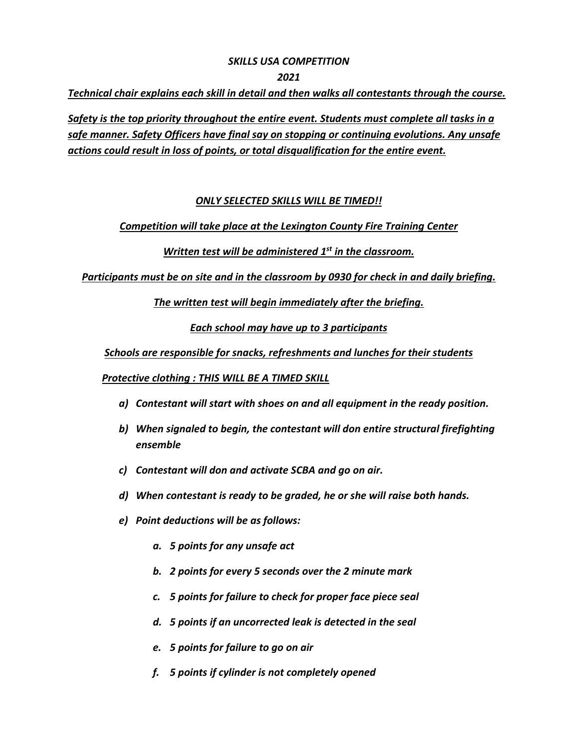***SKILLS USA COMPETITION***

***2021***

***<u>Technical chair explains each skill in detail and then walks all contestants through the course.</u>***

***<u>Safety is the top priority throughout the entire event. Students must complete all tasks in a safe manner. Safety Officers have final say on stopping or continuing evolutions. Any unsafe actions could result in loss of points, or total disqualification for the entire event.</u>***

***<u>ONLY SELECTED SKILLS WILL BE TIMED!!</u>***

***<u>Competition will take place at the Lexington County Fire Training Center</u>***

***<u>Written test will be administered 1st in the classroom.</u>***

***<u>Participants must be on site and in the classroom by 0930 for check in and daily briefing.</u>***

***<u>The written test will begin immediately after the briefing.</u>***

***<u>Each school may have up to 3 participants</u>***

***<u>Schools are responsible for snacks, refreshments and lunches for their students</u>***

***<u>Protective clothing : THIS WILL BE A TIMED SKILL</u>***

- ***a) Contestant will start with shoes on and all equipment in the ready position.***
- ***b) When signaled to begin, the contestant will don entire structural firefighting ensemble***
- ***c) Contestant will don and activate SCBA and go on air.***
- ***d) When contestant is ready to be graded, he or she will raise both hands.***
- ***e) Point deductions will be as follows:***
    - ***a. 5 points for any unsafe act***
    - ***b. 2 points for every 5 seconds over the 2 minute mark***
    - ***c. 5 points for failure to check for proper face piece seal***
    - ***d. 5 points if an uncorrected leak is detected in the seal***
    - ***e. 5 points for failure to go on air***
    - ***f. 5 points if cylinder is not completely opened***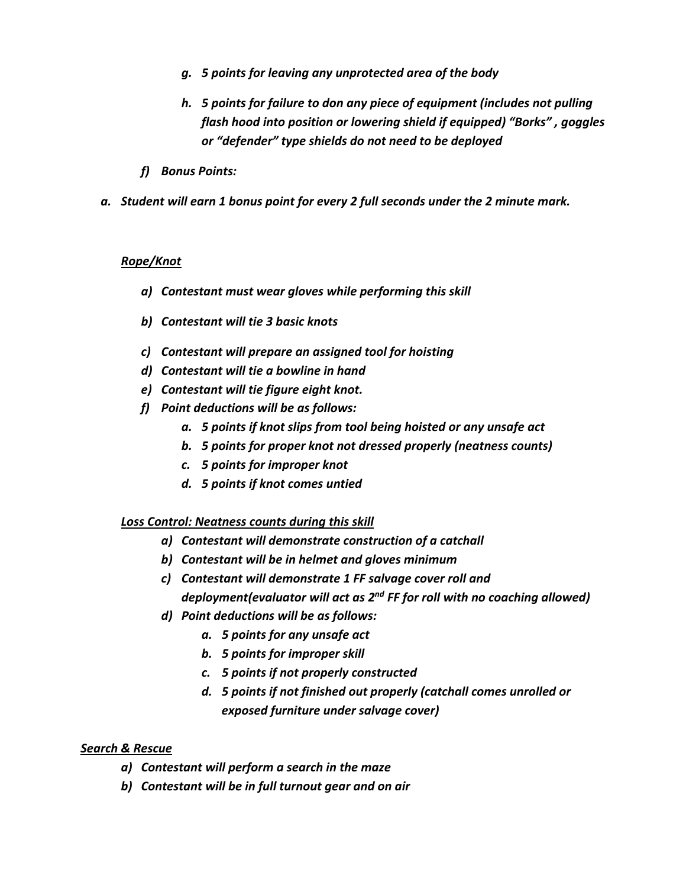*g. 5 points for leaving any unprotected area of the body*

*h. 5 points for failure to don any piece of equipment (includes not pulling flash hood into position or lowering shield if equipped) "Borks" , goggles or "defender" type shields do not need to be deployed*

*f) Bonus Points:*

*a. Student will earn 1 bonus point for every 2 full seconds under the 2 minute mark.*

***Rope/Knot***

*a) Contestant must wear gloves while performing this skill*

*b) Contestant will tie 3 basic knots*

*c) Contestant will prepare an assigned tool for hoisting*

*d) Contestant will tie a bowline in hand*

*e) Contestant will tie figure eight knot.*

*f) Point deductions will be as follows:*

- *a. 5 points if knot slips from tool being hoisted or any unsafe act*
- *b. 5 points for proper knot not dressed properly (neatness counts)*
- *c. 5 points for improper knot*
- *d. 5 points if knot comes untied*

***Loss Control: Neatness counts during this skill***

*a) Contestant will demonstrate construction of a catchall*

*b) Contestant will be in helmet and gloves minimum*

*c) Contestant will demonstrate 1 FF salvage cover roll and deployment(evaluator will act as 2nd FF for roll with no coaching allowed)*

*d) Point deductions will be as follows:*

- *a. 5 points for any unsafe act*
- *b. 5 points for improper skill*
- *c. 5 points if not properly constructed*
- *d. 5 points if not finished out properly (catchall comes unrolled or exposed furniture under salvage cover)*

***Search & Rescue***

*a) Contestant will perform a search in the maze*

*b) Contestant will be in full turnout gear and on air*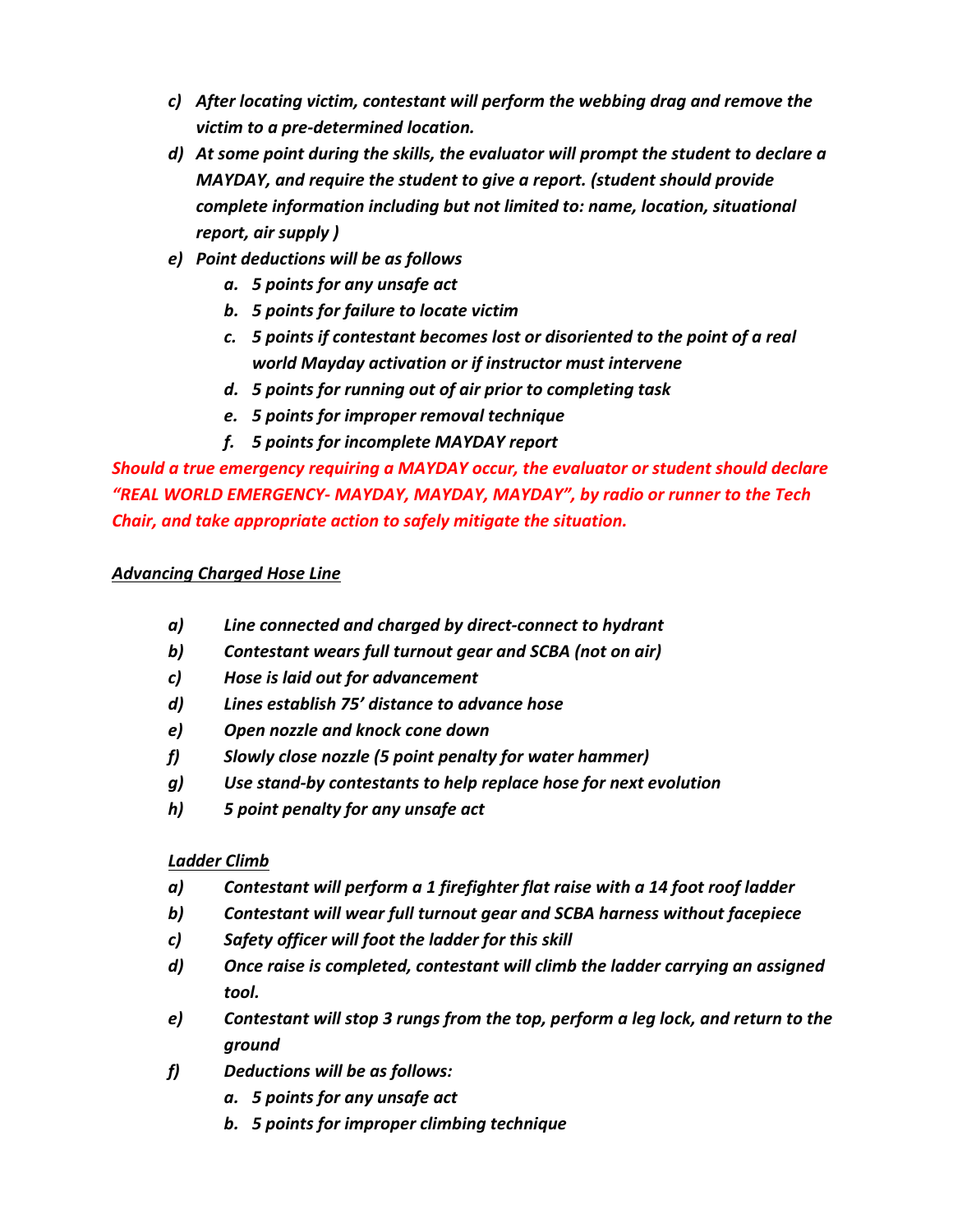- *c) After locating victim, contestant will perform the webbing drag and remove the victim to a pre-determined location.*
- *d) At some point during the skills, the evaluator will prompt the student to declare a MAYDAY, and require the student to give a report. (student should provide complete information including but not limited to: name, location, situational report, air supply )*
- *e) Point deductions will be as follows*
  - *a. 5 points for any unsafe act*
  - *b. 5 points for failure to locate victim*
  - *c. 5 points if contestant becomes lost or disoriented to the point of a real world Mayday activation or if instructor must intervene*
  - *d. 5 points for running out of air prior to completing task*
  - *e. 5 points for improper removal technique*
  - *f. 5 points for incomplete MAYDAY report*

***Should a true emergency requiring a MAYDAY occur, the evaluator or student should declare "REAL WORLD EMERGENCY- MAYDAY, MAYDAY, MAYDAY", by radio or runner to the Tech Chair, and take appropriate action to safely mitigate the situation.***

***<u>Advancing Charged Hose Line</u>***

- *a) Line connected and charged by direct-connect to hydrant*
- *b) Contestant wears full turnout gear and SCBA (not on air)*
- *c) Hose is laid out for advancement*
- *d) Lines establish 75' distance to advance hose*
- *e) Open nozzle and knock cone down*
- *f) Slowly close nozzle (5 point penalty for water hammer)*
- *g) Use stand-by contestants to help replace hose for next evolution*
- *h) 5 point penalty for any unsafe act*

***<u>Ladder Climb</u>***

- *a) Contestant will perform a 1 firefighter flat raise with a 14 foot roof ladder*
- *b) Contestant will wear full turnout gear and SCBA harness without facepiece*
- *c) Safety officer will foot the ladder for this skill*
- *d) Once raise is completed, contestant will climb the ladder carrying an assigned tool.*
- *e) Contestant will stop 3 rungs from the top, perform a leg lock, and return to the ground*
- *f) Deductions will be as follows:*
  - *a. 5 points for any unsafe act*
  - *b. 5 points for improper climbing technique*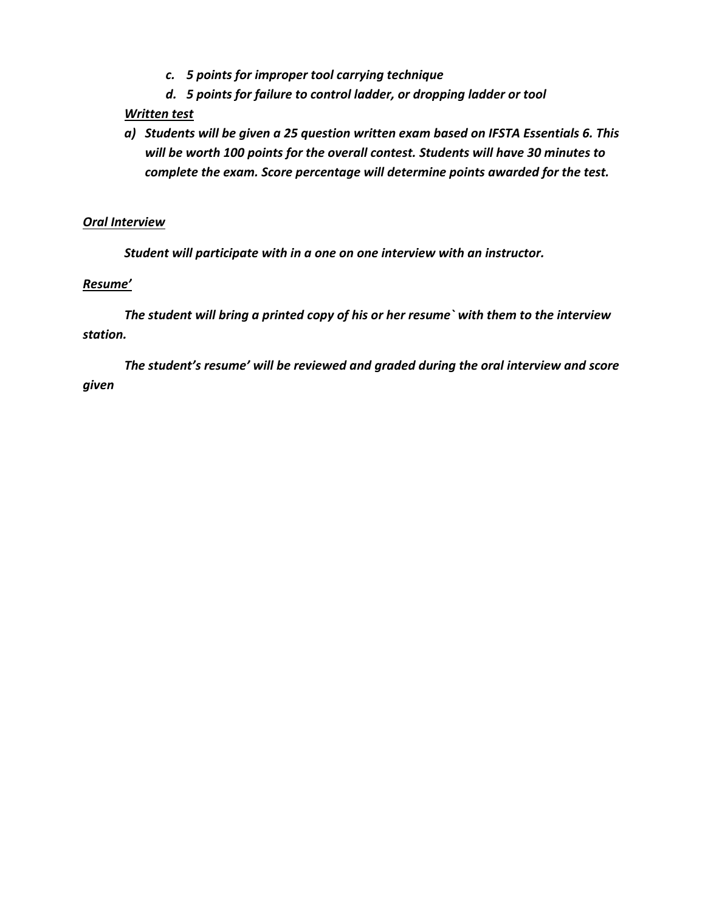*c. 5 points for improper tool carrying technique*

*d. 5 points for failure to control ladder, or dropping ladder or tool*

***Written test***

*a) Students will be given a 25 question written exam based on IFSTA Essentials 6. This will be worth 100 points for the overall contest. Students will have 30 minutes to complete the exam. Score percentage will determine points awarded for the test.*

***Oral Interview***

***Student will participate with in a one on one interview with an instructor.***

***Resume'***

***The student will bring a printed copy of his or her resume` with them to the interview station.***

***The student's resume' will be reviewed and graded during the oral interview and score given***